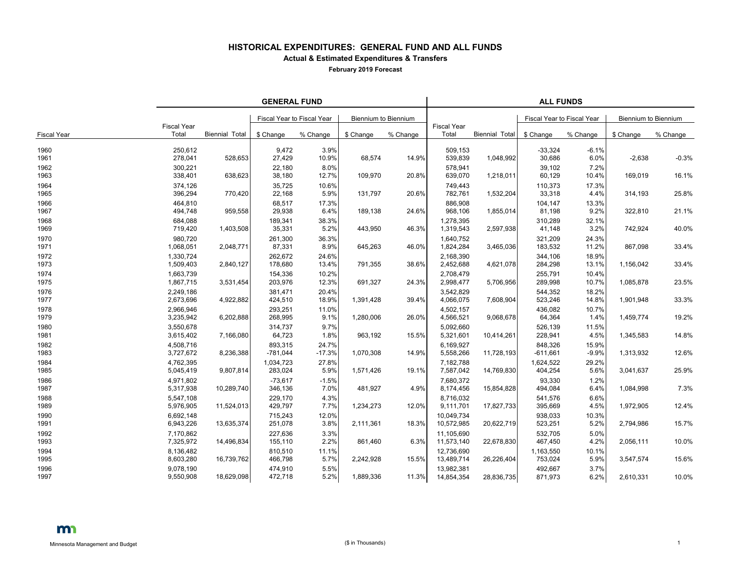# HISTORICAL EXPENDITURES: GENERAL FUND AND ALL FUNDS

**Actual & Estimated Expenditures & Transfers**

**February 2019 Forecast**

| | GENERAL FUND | | | | | | ALL FUNDS | | | | | |
|---|---|---|---|---|---|---|---|---|---|---|---|---|
| | | | Fiscal Year to Fiscal Year | | Biennium to Biennium | | | | Fiscal Year to Fiscal Year | | Biennium to Biennium | |
| Fiscal Year | Fiscal Year Total | Biennial Total | $ Change | % Change | $ Change | % Change | Fiscal Year Total | Biennial Total | $ Change | % Change | $ Change | % Change |
| 1960 | 250,612 | | 9,472 | 3.9% | | | 509,153 | | -33,324 | -6.1% | | |
| 1961 | 278,041 | 528,653 | 27,429 | 10.9% | 68,574 | 14.9% | 539,839 | 1,048,992 | 30,686 | 6.0% | -2,638 | -0.3% |
| 1962 | 300,221 | | 22,180 | 8.0% | | | 578,941 | | 39,102 | 7.2% | | |
| 1963 | 338,401 | 638,623 | 38,180 | 12.7% | 109,970 | 20.8% | 639,070 | 1,218,011 | 60,129 | 10.4% | 169,019 | 16.1% |
| 1964 | 374,126 | | 35,725 | 10.6% | | | 749,443 | | 110,373 | 17.3% | | |
| 1965 | 396,294 | 770,420 | 22,168 | 5.9% | 131,797 | 20.6% | 782,761 | 1,532,204 | 33,318 | 4.4% | 314,193 | 25.8% |
| 1966 | 464,810 | | 68,517 | 17.3% | | | 886,908 | | 104,147 | 13.3% | | |
| 1967 | 494,748 | 959,558 | 29,938 | 6.4% | 189,138 | 24.6% | 968,106 | 1,855,014 | 81,198 | 9.2% | 322,810 | 21.1% |
| 1968 | 684,088 | | 189,341 | 38.3% | | | 1,278,395 | | 310,289 | 32.1% | | |
| 1969 | 719,420 | 1,403,508 | 35,331 | 5.2% | 443,950 | 46.3% | 1,319,543 | 2,597,938 | 41,148 | 3.2% | 742,924 | 40.0% |
| 1970 | 980,720 | | 261,300 | 36.3% | | | 1,640,752 | | 321,209 | 24.3% | | |
| 1971 | 1,068,051 | 2,048,771 | 87,331 | 8.9% | 645,263 | 46.0% | 1,824,284 | 3,465,036 | 183,532 | 11.2% | 867,098 | 33.4% |
| 1972 | 1,330,724 | | 262,672 | 24.6% | | | 2,168,390 | | 344,106 | 18.9% | | |
| 1973 | 1,509,403 | 2,840,127 | 178,680 | 13.4% | 791,355 | 38.6% | 2,452,688 | 4,621,078 | 284,298 | 13.1% | 1,156,042 | 33.4% |
| 1974 | 1,663,739 | | 154,336 | 10.2% | | | 2,708,479 | | 255,791 | 10.4% | | |
| 1975 | 1,867,715 | 3,531,454 | 203,976 | 12.3% | 691,327 | 24.3% | 2,998,477 | 5,706,956 | 289,998 | 10.7% | 1,085,878 | 23.5% |
| 1976 | 2,249,186 | | 381,471 | 20.4% | | | 3,542,829 | | 544,352 | 18.2% | | |
| 1977 | 2,673,696 | 4,922,882 | 424,510 | 18.9% | 1,391,428 | 39.4% | 4,066,075 | 7,608,904 | 523,246 | 14.8% | 1,901,948 | 33.3% |
| 1978 | 2,966,946 | | 293,251 | 11.0% | | | 4,502,157 | | 436,082 | 10.7% | | |
| 1979 | 3,235,942 | 6,202,888 | 268,995 | 9.1% | 1,280,006 | 26.0% | 4,566,521 | 9,068,678 | 64,364 | 1.4% | 1,459,774 | 19.2% |
| 1980 | 3,550,678 | | 314,737 | 9.7% | | | 5,092,660 | | 526,139 | 11.5% | | |
| 1981 | 3,615,402 | 7,166,080 | 64,723 | 1.8% | 963,192 | 15.5% | 5,321,601 | 10,414,261 | 228,941 | 4.5% | 1,345,583 | 14.8% |
| 1982 | 4,508,716 | | 893,315 | 24.7% | | | 6,169,927 | | 848,326 | 15.9% | | |
| 1983 | 3,727,672 | 8,236,388 | -781,044 | -17.3% | 1,070,308 | 14.9% | 5,558,266 | 11,728,193 | -611,661 | -9.9% | 1,313,932 | 12.6% |
| 1984 | 4,762,395 | | 1,034,723 | 27.8% | | | 7,182,788 | | 1,624,522 | 29.2% | | |
| 1985 | 5,045,419 | 9,807,814 | 283,024 | 5.9% | 1,571,426 | 19.1% | 7,587,042 | 14,769,830 | 404,254 | 5.6% | 3,041,637 | 25.9% |
| 1986 | 4,971,802 | | -73,617 | -1.5% | | | 7,680,372 | | 93,330 | 1.2% | | |
| 1987 | 5,317,938 | 10,289,740 | 346,136 | 7.0% | 481,927 | 4.9% | 8,174,456 | 15,854,828 | 494,084 | 6.4% | 1,084,998 | 7.3% |
| 1988 | 5,547,108 | | 229,170 | 4.3% | | | 8,716,032 | | 541,576 | 6.6% | | |
| 1989 | 5,976,905 | 11,524,013 | 429,797 | 7.7% | 1,234,273 | 12.0% | 9,111,701 | 17,827,733 | 395,669 | 4.5% | 1,972,905 | 12.4% |
| 1990 | 6,692,148 | | 715,243 | 12.0% | | | 10,049,734 | | 938,033 | 10.3% | | |
| 1991 | 6,943,226 | 13,635,374 | 251,078 | 3.8% | 2,111,361 | 18.3% | 10,572,985 | 20,622,719 | 523,251 | 5.2% | 2,794,986 | 15.7% |
| 1992 | 7,170,862 | | 227,636 | 3.3% | | | 11,105,690 | | 532,705 | 5.0% | | |
| 1993 | 7,325,972 | 14,496,834 | 155,110 | 2.2% | 861,460 | 6.3% | 11,573,140 | 22,678,830 | 467,450 | 4.2% | 2,056,111 | 10.0% |
| 1994 | 8,136,482 | | 810,510 | 11.1% | | | 12,736,690 | | 1,163,550 | 10.1% | | |
| 1995 | 8,603,280 | 16,739,762 | 466,798 | 5.7% | 2,242,928 | 15.5% | 13,489,714 | 26,226,404 | 753,024 | 5.9% | 3,547,574 | 15.6% |
| 1996 | 9,078,190 | | 474,910 | 5.5% | | | 13,982,381 | | 492,667 | 3.7% | | |
| 1997 | 9,550,908 | 18,629,098 | 472,718 | 5.2% | 1,889,336 | 11.3% | 14,854,354 | 28,836,735 | 871,973 | 6.2% | 2,610,331 | 10.0% |

Minnesota Management and Budget

($ in Thousands)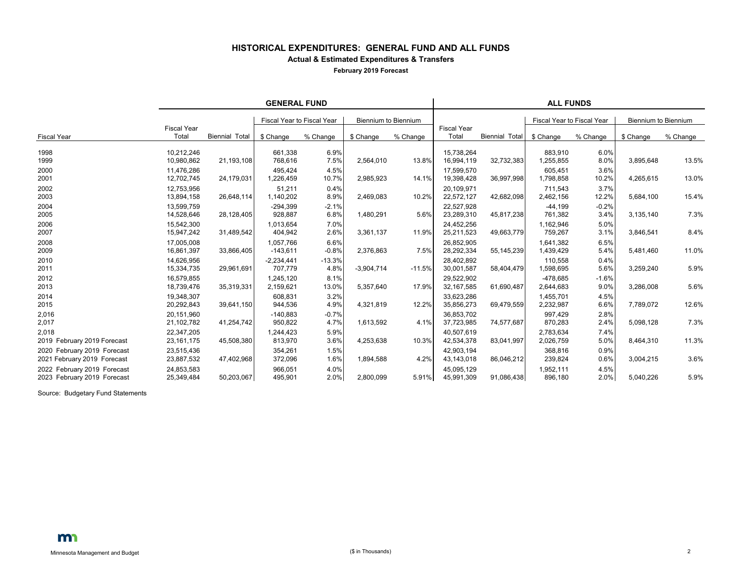# HISTORICAL EXPENDITURES: GENERAL FUND AND ALL FUNDS

**Actual & Estimated Expenditures & Transfers**

**February 2019 Forecast**

| | GENERAL FUND | | | | | | ALL FUNDS | | | | | |
|---|---|---|---|---|---|---|---|---|---|---|---|---|
| | | | Fiscal Year to Fiscal Year | | Biennium to Biennium | | | | Fiscal Year to Fiscal Year | | Biennium to Biennium | |
| Fiscal Year | Fiscal Year Total | Biennial Total | $ Change | % Change | $ Change | % Change | Fiscal Year Total | Biennial Total | $ Change | % Change | $ Change | % Change |
| 1998 | 10,212,246 | | 661,338 | 6.9% | | | 15,738,264 | | 883,910 | 6.0% | | |
| 1999 | 10,980,862 | 21,193,108 | 768,616 | 7.5% | 2,564,010 | 13.8% | 16,994,119 | 32,732,383 | 1,255,855 | 8.0% | 3,895,648 | 13.5% |
| 2000 | 11,476,286 | | 495,424 | 4.5% | | | 17,599,570 | | 605,451 | 3.6% | | |
| 2001 | 12,702,745 | 24,179,031 | 1,226,459 | 10.7% | 2,985,923 | 14.1% | 19,398,428 | 36,997,998 | 1,798,858 | 10.2% | 4,265,615 | 13.0% |
| 2002 | 12,753,956 | | 51,211 | 0.4% | | | 20,109,971 | | 711,543 | 3.7% | | |
| 2003 | 13,894,158 | 26,648,114 | 1,140,202 | 8.9% | 2,469,083 | 10.2% | 22,572,127 | 42,682,098 | 2,462,156 | 12.2% | 5,684,100 | 15.4% |
| 2004 | 13,599,759 | | -294,399 | -2.1% | | | 22,527,928 | | -44,199 | -0.2% | | |
| 2005 | 14,528,646 | 28,128,405 | 928,887 | 6.8% | 1,480,291 | 5.6% | 23,289,310 | 45,817,238 | 761,382 | 3.4% | 3,135,140 | 7.3% |
| 2006 | 15,542,300 | | 1,013,654 | 7.0% | | | 24,452,256 | | 1,162,946 | 5.0% | | |
| 2007 | 15,947,242 | 31,489,542 | 404,942 | 2.6% | 3,361,137 | 11.9% | 25,211,523 | 49,663,779 | 759,267 | 3.1% | 3,846,541 | 8.4% |
| 2008 | 17,005,008 | | 1,057,766 | 6.6% | | | 26,852,905 | | 1,641,382 | 6.5% | | |
| 2009 | 16,861,397 | 33,866,405 | -143,611 | -0.8% | 2,376,863 | 7.5% | 28,292,334 | 55,145,239 | 1,439,429 | 5.4% | 5,481,460 | 11.0% |
| 2010 | 14,626,956 | | -2,234,441 | -13.3% | | | 28,402,892 | | 110,558 | 0.4% | | |
| 2011 | 15,334,735 | 29,961,691 | 707,779 | 4.8% | -3,904,714 | -11.5% | 30,001,587 | 58,404,479 | 1,598,695 | 5.6% | 3,259,240 | 5.9% |
| 2012 | 16,579,855 | | 1,245,120 | 8.1% | | | 29,522,902 | | -478,685 | -1.6% | | |
| 2013 | 18,739,476 | 35,319,331 | 2,159,621 | 13.0% | 5,357,640 | 17.9% | 32,167,585 | 61,690,487 | 2,644,683 | 9.0% | 3,286,008 | 5.6% |
| 2014 | 19,348,307 | | 608,831 | 3.2% | | | 33,623,286 | | 1,455,701 | 4.5% | | |
| 2015 | 20,292,843 | 39,641,150 | 944,536 | 4.9% | 4,321,819 | 12.2% | 35,856,273 | 69,479,559 | 2,232,987 | 6.6% | 7,789,072 | 12.6% |
| 2,016 | 20,151,960 | | -140,883 | -0.7% | | | 36,853,702 | | 997,429 | 2.8% | | |
| 2,017 | 21,102,782 | 41,254,742 | 950,822 | 4.7% | 1,613,592 | 4.1% | 37,723,985 | 74,577,687 | 870,283 | 2.4% | 5,098,128 | 7.3% |
| 2,018 | 22,347,205 | | 1,244,423 | 5.9% | | | 40,507,619 | | 2,783,634 | 7.4% | | |
| 2019 February 2019 Forecast | 23,161,175 | 45,508,380 | 813,970 | 3.6% | 4,253,638 | 10.3% | 42,534,378 | 83,041,997 | 2,026,759 | 5.0% | 8,464,310 | 11.3% |
| 2020 February 2019 Forecast | 23,515,436 | | 354,261 | 1.5% | | | 42,903,194 | | 368,816 | 0.9% | | |
| 2021 February 2019 Forecast | 23,887,532 | 47,402,968 | 372,096 | 1.6% | 1,894,588 | 4.2% | 43,143,018 | 86,046,212 | 239,824 | 0.6% | 3,004,215 | 3.6% |
| 2022 February 2019 Forecast | 24,853,583 | | 966,051 | 4.0% | | | 45,095,129 | | 1,952,111 | 4.5% | | |
| 2023 February 2019 Forecast | 25,349,484 | 50,203,067 | 495,901 | 2.0% | 2,800,099 | 5.91% | 45,991,309 | 91,086,438 | 896,180 | 2.0% | 5,040,226 | 5.9% |

Source: Budgetary Fund Statements

Minnesota Management and Budget

($ in Thousands)